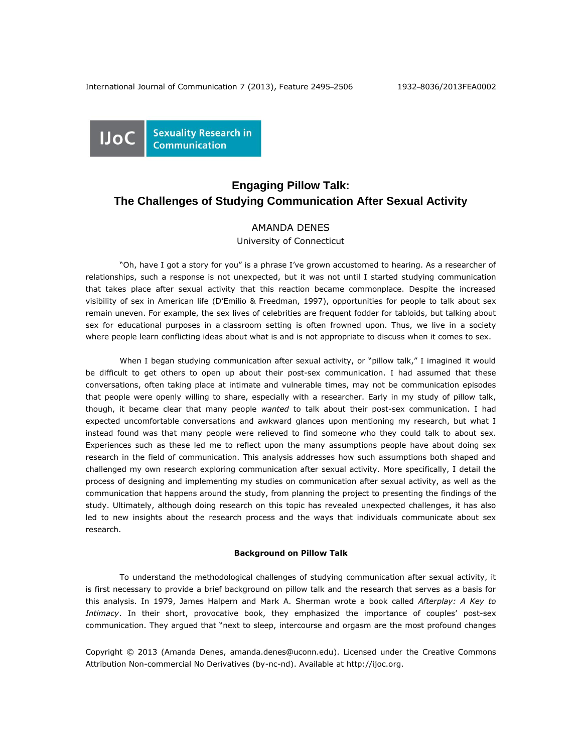Sexuality Research in Communication

# Engaging Pillow Talk: The Challenges of Studying Communication After Sexual Activity

AMANDA DENES
University of Connecticut

"Oh, have I got a story for you" is a phrase I've grown accustomed to hearing. As a researcher of relationships, such a response is not unexpected, but it was not until I started studying communication that takes place after sexual activity that this reaction became commonplace. Despite the increased visibility of sex in American life (D'Emilio & Freedman, 1997), opportunities for people to talk about sex remain uneven. For example, the sex lives of celebrities are frequent fodder for tabloids, but talking about sex for educational purposes in a classroom setting is often frowned upon. Thus, we live in a society where people learn conflicting ideas about what is and is not appropriate to discuss when it comes to sex.

When I began studying communication after sexual activity, or "pillow talk," I imagined it would be difficult to get others to open up about their post-sex communication. I had assumed that these conversations, often taking place at intimate and vulnerable times, may not be communication episodes that people were openly willing to share, especially with a researcher. Early in my study of pillow talk, though, it became clear that many people *wanted* to talk about their post-sex communication. I had expected uncomfortable conversations and awkward glances upon mentioning my research, but what I instead found was that many people were relieved to find someone who they could talk to about sex. Experiences such as these led me to reflect upon the many assumptions people have about doing sex research in the field of communication. This analysis addresses how such assumptions both shaped and challenged my own research exploring communication after sexual activity. More specifically, I detail the process of designing and implementing my studies on communication after sexual activity, as well as the communication that happens around the study, from planning the project to presenting the findings of the study. Ultimately, although doing research on this topic has revealed unexpected challenges, it has also led to new insights about the research process and the ways that individuals communicate about sex research.

## Background on Pillow Talk

To understand the methodological challenges of studying communication after sexual activity, it is first necessary to provide a brief background on pillow talk and the research that serves as a basis for this analysis. In 1979, James Halpern and Mark A. Sherman wrote a book called *Afterplay: A Key to Intimacy*. In their short, provocative book, they emphasized the importance of couples' post-sex communication. They argued that "next to sleep, intercourse and orgasm are the most profound changes

Copyright © 2013 (Amanda Denes, amanda.denes@uconn.edu). Licensed under the Creative Commons Attribution Non-commercial No Derivatives (by-nc-nd). Available at http://ijoc.org.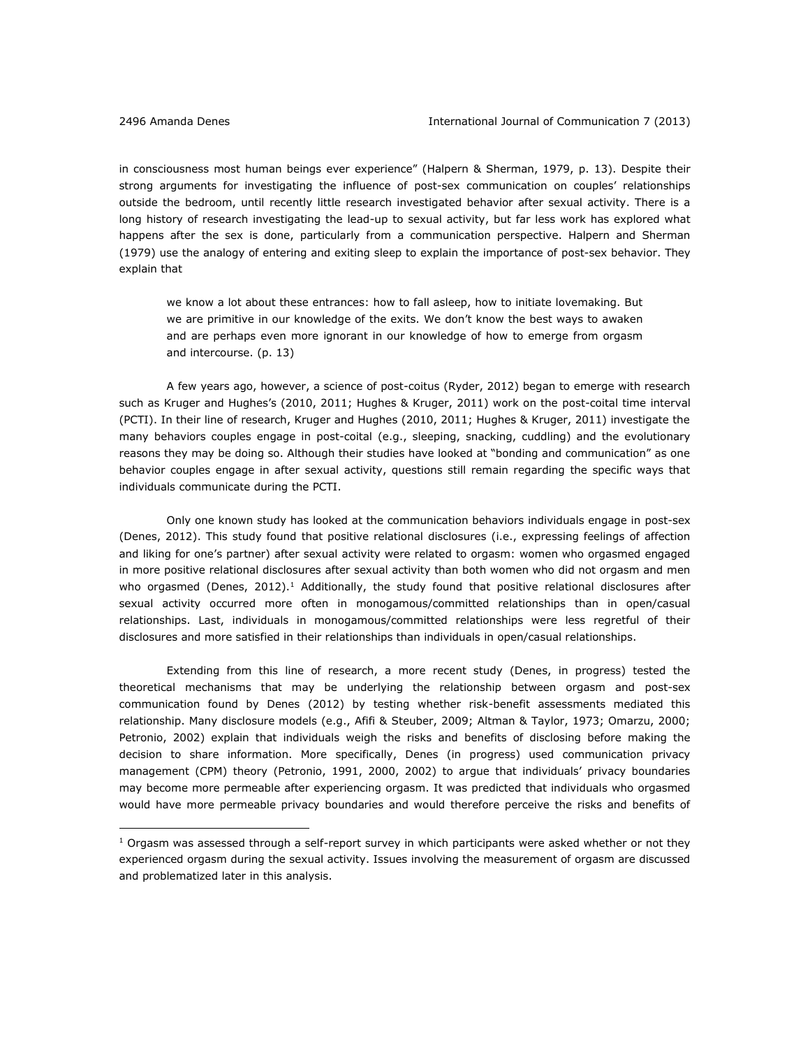in consciousness most human beings ever experience" (Halpern & Sherman, 1979, p. 13). Despite their strong arguments for investigating the influence of post-sex communication on couples' relationships outside the bedroom, until recently little research investigated behavior after sexual activity. There is a long history of research investigating the lead-up to sexual activity, but far less work has explored what happens after the sex is done, particularly from a communication perspective. Halpern and Sherman (1979) use the analogy of entering and exiting sleep to explain the importance of post-sex behavior. They explain that

> we know a lot about these entrances: how to fall asleep, how to initiate lovemaking. But we are primitive in our knowledge of the exits. We don't know the best ways to awaken and are perhaps even more ignorant in our knowledge of how to emerge from orgasm and intercourse. (p. 13)

A few years ago, however, a science of post-coitus (Ryder, 2012) began to emerge with research such as Kruger and Hughes's (2010, 2011; Hughes & Kruger, 2011) work on the post-coital time interval (PCTI). In their line of research, Kruger and Hughes (2010, 2011; Hughes & Kruger, 2011) investigate the many behaviors couples engage in post-coital (e.g., sleeping, snacking, cuddling) and the evolutionary reasons they may be doing so. Although their studies have looked at "bonding and communication" as one behavior couples engage in after sexual activity, questions still remain regarding the specific ways that individuals communicate during the PCTI.

Only one known study has looked at the communication behaviors individuals engage in post-sex (Denes, 2012). This study found that positive relational disclosures (i.e., expressing feelings of affection and liking for one's partner) after sexual activity were related to orgasm: women who orgasmed engaged in more positive relational disclosures after sexual activity than both women who did not orgasm and men who orgasmed (Denes, 2012).[1] Additionally, the study found that positive relational disclosures after sexual activity occurred more often in monogamous/committed relationships than in open/casual relationships. Last, individuals in monogamous/committed relationships were less regretful of their disclosures and more satisfied in their relationships than individuals in open/casual relationships.

Extending from this line of research, a more recent study (Denes, in progress) tested the theoretical mechanisms that may be underlying the relationship between orgasm and post-sex communication found by Denes (2012) by testing whether risk-benefit assessments mediated this relationship. Many disclosure models (e.g., Afifi & Steuber, 2009; Altman & Taylor, 1973; Omarzu, 2000; Petronio, 2002) explain that individuals weigh the risks and benefits of disclosing before making the decision to share information. More specifically, Denes (in progress) used communication privacy management (CPM) theory (Petronio, 1991, 2000, 2002) to argue that individuals' privacy boundaries may become more permeable after experiencing orgasm. It was predicted that individuals who orgasmed would have more permeable privacy boundaries and would therefore perceive the risks and benefits of

[1] Orgasm was assessed through a self-report survey in which participants were asked whether or not they experienced orgasm during the sexual activity. Issues involving the measurement of orgasm are discussed and problematized later in this analysis.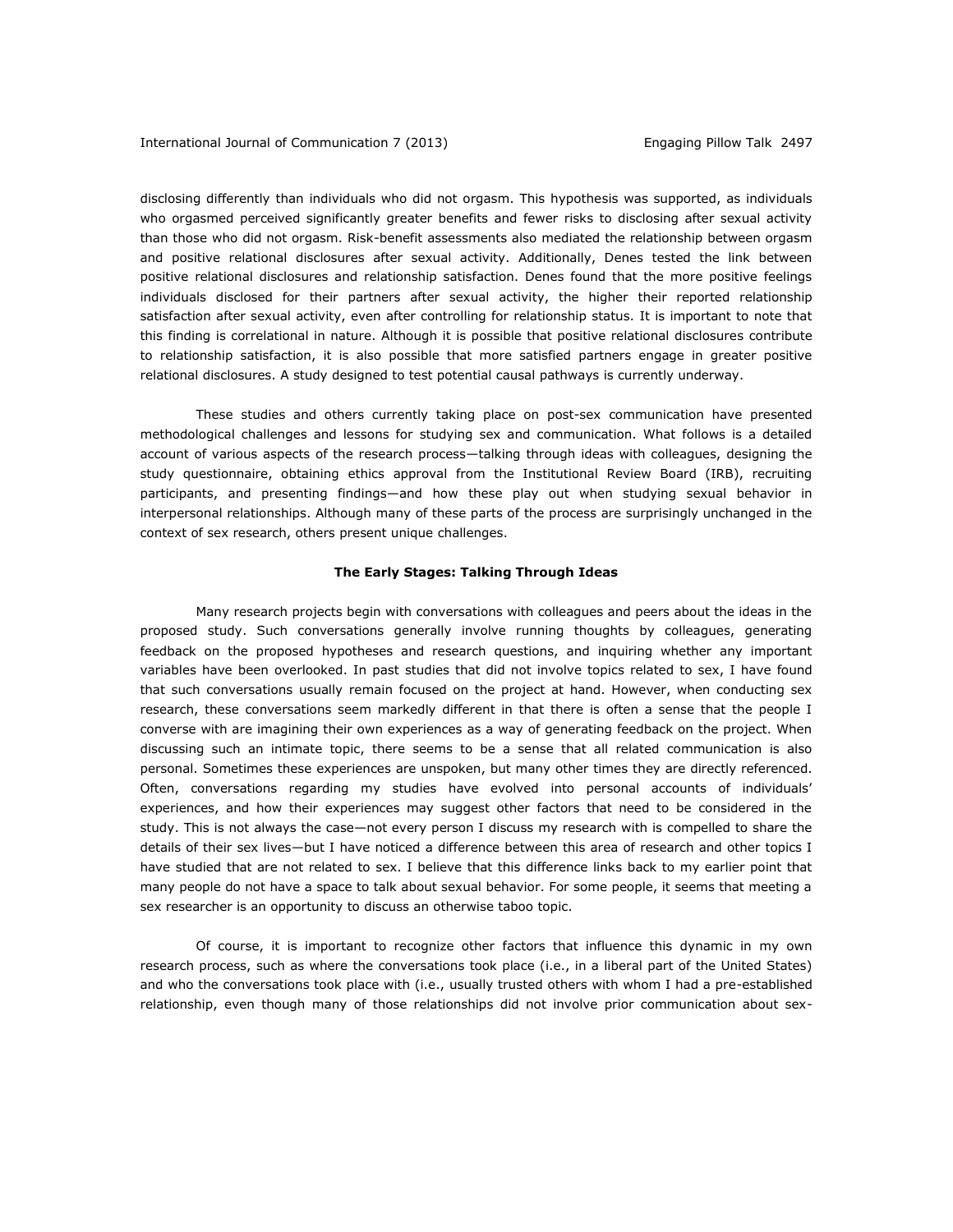disclosing differently than individuals who did not orgasm. This hypothesis was supported, as individuals who orgasmed perceived significantly greater benefits and fewer risks to disclosing after sexual activity than those who did not orgasm. Risk-benefit assessments also mediated the relationship between orgasm and positive relational disclosures after sexual activity. Additionally, Denes tested the link between positive relational disclosures and relationship satisfaction. Denes found that the more positive feelings individuals disclosed for their partners after sexual activity, the higher their reported relationship satisfaction after sexual activity, even after controlling for relationship status. It is important to note that this finding is correlational in nature. Although it is possible that positive relational disclosures contribute to relationship satisfaction, it is also possible that more satisfied partners engage in greater positive relational disclosures. A study designed to test potential causal pathways is currently underway.

These studies and others currently taking place on post-sex communication have presented methodological challenges and lessons for studying sex and communication. What follows is a detailed account of various aspects of the research process—talking through ideas with colleagues, designing the study questionnaire, obtaining ethics approval from the Institutional Review Board (IRB), recruiting participants, and presenting findings—and how these play out when studying sexual behavior in interpersonal relationships. Although many of these parts of the process are surprisingly unchanged in the context of sex research, others present unique challenges.

## The Early Stages: Talking Through Ideas

Many research projects begin with conversations with colleagues and peers about the ideas in the proposed study. Such conversations generally involve running thoughts by colleagues, generating feedback on the proposed hypotheses and research questions, and inquiring whether any important variables have been overlooked. In past studies that did not involve topics related to sex, I have found that such conversations usually remain focused on the project at hand. However, when conducting sex research, these conversations seem markedly different in that there is often a sense that the people I converse with are imagining their own experiences as a way of generating feedback on the project. When discussing such an intimate topic, there seems to be a sense that all related communication is also personal. Sometimes these experiences are unspoken, but many other times they are directly referenced. Often, conversations regarding my studies have evolved into personal accounts of individuals' experiences, and how their experiences may suggest other factors that need to be considered in the study. This is not always the case—not every person I discuss my research with is compelled to share the details of their sex lives—but I have noticed a difference between this area of research and other topics I have studied that are not related to sex. I believe that this difference links back to my earlier point that many people do not have a space to talk about sexual behavior. For some people, it seems that meeting a sex researcher is an opportunity to discuss an otherwise taboo topic.

Of course, it is important to recognize other factors that influence this dynamic in my own research process, such as where the conversations took place (i.e., in a liberal part of the United States) and who the conversations took place with (i.e., usually trusted others with whom I had a pre-established relationship, even though many of those relationships did not involve prior communication about sex-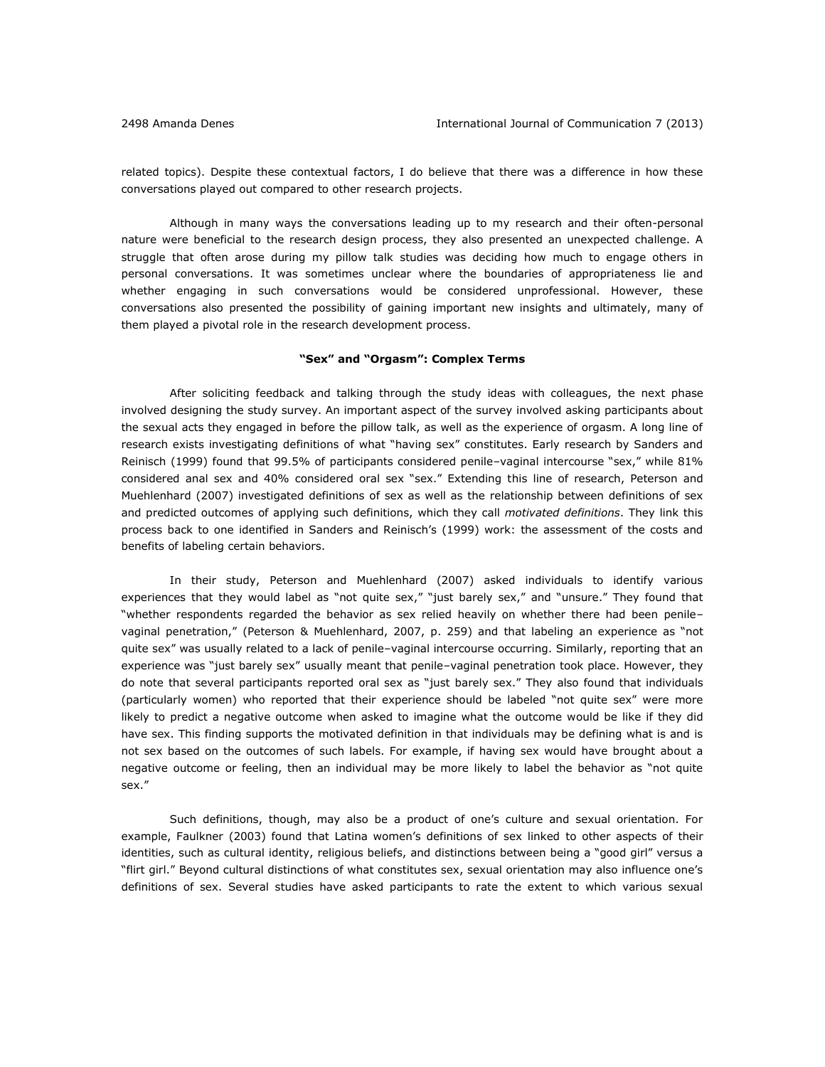related topics). Despite these contextual factors, I do believe that there was a difference in how these conversations played out compared to other research projects.

Although in many ways the conversations leading up to my research and their often-personal nature were beneficial to the research design process, they also presented an unexpected challenge. A struggle that often arose during my pillow talk studies was deciding how much to engage others in personal conversations. It was sometimes unclear where the boundaries of appropriateness lie and whether engaging in such conversations would be considered unprofessional. However, these conversations also presented the possibility of gaining important new insights and ultimately, many of them played a pivotal role in the research development process.

## "Sex" and "Orgasm": Complex Terms

After soliciting feedback and talking through the study ideas with colleagues, the next phase involved designing the study survey. An important aspect of the survey involved asking participants about the sexual acts they engaged in before the pillow talk, as well as the experience of orgasm. A long line of research exists investigating definitions of what "having sex" constitutes. Early research by Sanders and Reinisch (1999) found that 99.5% of participants considered penile–vaginal intercourse "sex," while 81% considered anal sex and 40% considered oral sex "sex." Extending this line of research, Peterson and Muehlenhard (2007) investigated definitions of sex as well as the relationship between definitions of sex and predicted outcomes of applying such definitions, which they call *motivated definitions*. They link this process back to one identified in Sanders and Reinisch's (1999) work: the assessment of the costs and benefits of labeling certain behaviors.

In their study, Peterson and Muehlenhard (2007) asked individuals to identify various experiences that they would label as "not quite sex," "just barely sex," and "unsure." They found that "whether respondents regarded the behavior as sex relied heavily on whether there had been penile–vaginal penetration," (Peterson & Muehlenhard, 2007, p. 259) and that labeling an experience as "not quite sex" was usually related to a lack of penile–vaginal intercourse occurring. Similarly, reporting that an experience was "just barely sex" usually meant that penile–vaginal penetration took place. However, they do note that several participants reported oral sex as "just barely sex." They also found that individuals (particularly women) who reported that their experience should be labeled "not quite sex" were more likely to predict a negative outcome when asked to imagine what the outcome would be like if they did have sex. This finding supports the motivated definition in that individuals may be defining what is and is not sex based on the outcomes of such labels. For example, if having sex would have brought about a negative outcome or feeling, then an individual may be more likely to label the behavior as "not quite sex."

Such definitions, though, may also be a product of one's culture and sexual orientation. For example, Faulkner (2003) found that Latina women's definitions of sex linked to other aspects of their identities, such as cultural identity, religious beliefs, and distinctions between being a "good girl" versus a "flirt girl." Beyond cultural distinctions of what constitutes sex, sexual orientation may also influence one's definitions of sex. Several studies have asked participants to rate the extent to which various sexual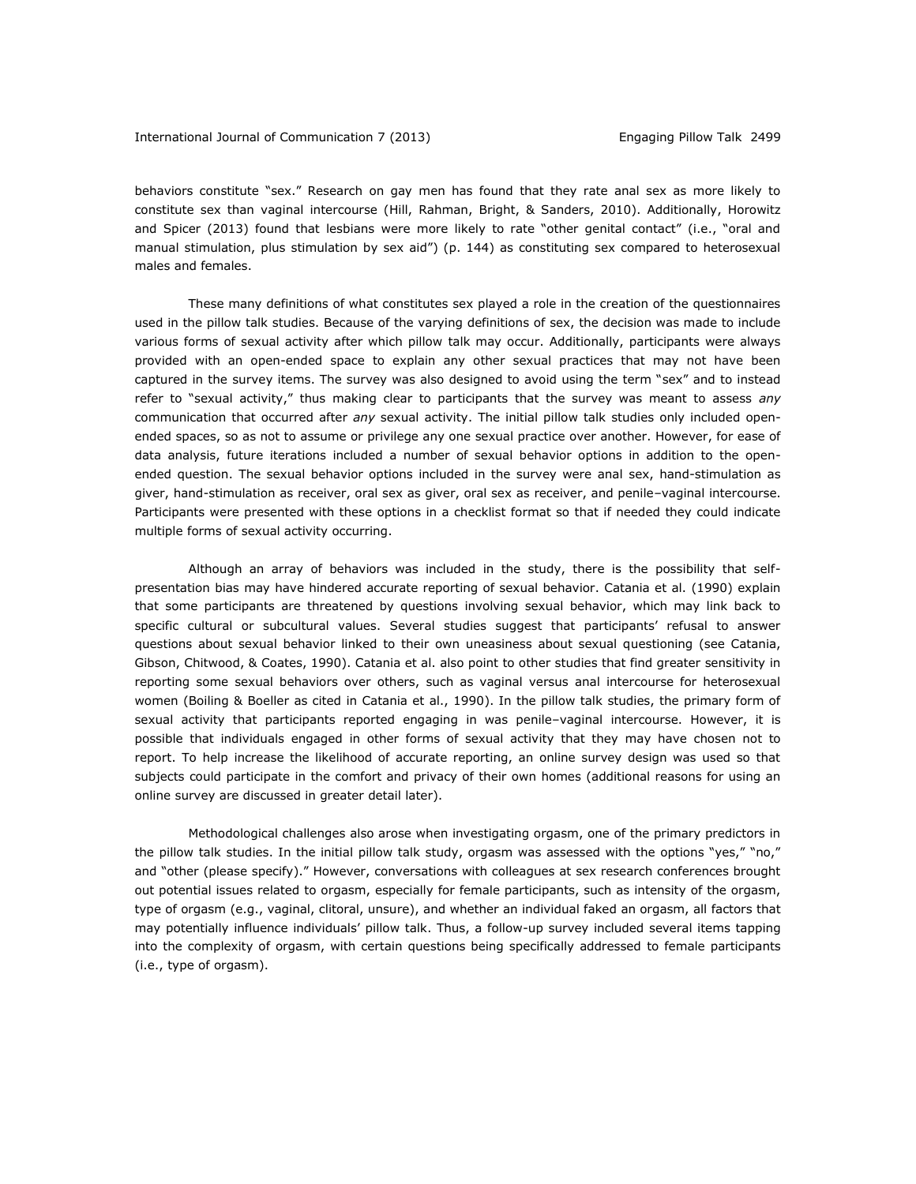behaviors constitute "sex." Research on gay men has found that they rate anal sex as more likely to constitute sex than vaginal intercourse (Hill, Rahman, Bright, & Sanders, 2010). Additionally, Horowitz and Spicer (2013) found that lesbians were more likely to rate "other genital contact" (i.e., "oral and manual stimulation, plus stimulation by sex aid") (p. 144) as constituting sex compared to heterosexual males and females.

These many definitions of what constitutes sex played a role in the creation of the questionnaires used in the pillow talk studies. Because of the varying definitions of sex, the decision was made to include various forms of sexual activity after which pillow talk may occur. Additionally, participants were always provided with an open-ended space to explain any other sexual practices that may not have been captured in the survey items. The survey was also designed to avoid using the term "sex" and to instead refer to "sexual activity," thus making clear to participants that the survey was meant to assess *any* communication that occurred after *any* sexual activity. The initial pillow talk studies only included open-ended spaces, so as not to assume or privilege any one sexual practice over another. However, for ease of data analysis, future iterations included a number of sexual behavior options in addition to the open-ended question. The sexual behavior options included in the survey were anal sex, hand-stimulation as giver, hand-stimulation as receiver, oral sex as giver, oral sex as receiver, and penile–vaginal intercourse. Participants were presented with these options in a checklist format so that if needed they could indicate multiple forms of sexual activity occurring.

Although an array of behaviors was included in the study, there is the possibility that self-presentation bias may have hindered accurate reporting of sexual behavior. Catania et al. (1990) explain that some participants are threatened by questions involving sexual behavior, which may link back to specific cultural or subcultural values. Several studies suggest that participants' refusal to answer questions about sexual behavior linked to their own uneasiness about sexual questioning (see Catania, Gibson, Chitwood, & Coates, 1990). Catania et al. also point to other studies that find greater sensitivity in reporting some sexual behaviors over others, such as vaginal versus anal intercourse for heterosexual women (Boiling & Boeller as cited in Catania et al., 1990). In the pillow talk studies, the primary form of sexual activity that participants reported engaging in was penile–vaginal intercourse. However, it is possible that individuals engaged in other forms of sexual activity that they may have chosen not to report. To help increase the likelihood of accurate reporting, an online survey design was used so that subjects could participate in the comfort and privacy of their own homes (additional reasons for using an online survey are discussed in greater detail later).

Methodological challenges also arose when investigating orgasm, one of the primary predictors in the pillow talk studies. In the initial pillow talk study, orgasm was assessed with the options "yes," "no," and "other (please specify)." However, conversations with colleagues at sex research conferences brought out potential issues related to orgasm, especially for female participants, such as intensity of the orgasm, type of orgasm (e.g., vaginal, clitoral, unsure), and whether an individual faked an orgasm, all factors that may potentially influence individuals' pillow talk. Thus, a follow-up survey included several items tapping into the complexity of orgasm, with certain questions being specifically addressed to female participants (i.e., type of orgasm).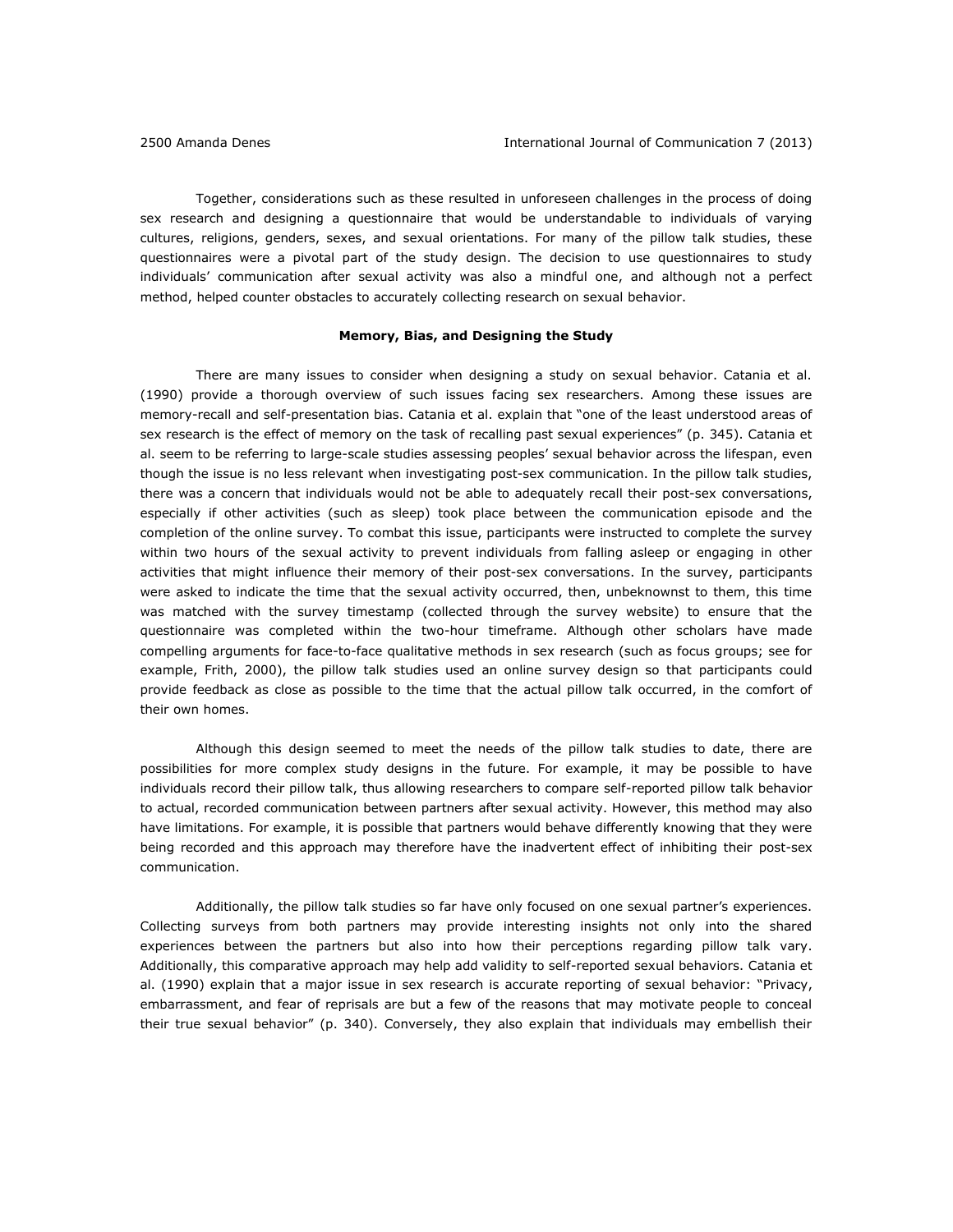Together, considerations such as these resulted in unforeseen challenges in the process of doing sex research and designing a questionnaire that would be understandable to individuals of varying cultures, religions, genders, sexes, and sexual orientations. For many of the pillow talk studies, these questionnaires were a pivotal part of the study design. The decision to use questionnaires to study individuals' communication after sexual activity was also a mindful one, and although not a perfect method, helped counter obstacles to accurately collecting research on sexual behavior.

## Memory, Bias, and Designing the Study

There are many issues to consider when designing a study on sexual behavior. Catania et al. (1990) provide a thorough overview of such issues facing sex researchers. Among these issues are memory-recall and self-presentation bias. Catania et al. explain that "one of the least understood areas of sex research is the effect of memory on the task of recalling past sexual experiences" (p. 345). Catania et al. seem to be referring to large-scale studies assessing peoples' sexual behavior across the lifespan, even though the issue is no less relevant when investigating post-sex communication. In the pillow talk studies, there was a concern that individuals would not be able to adequately recall their post-sex conversations, especially if other activities (such as sleep) took place between the communication episode and the completion of the online survey. To combat this issue, participants were instructed to complete the survey within two hours of the sexual activity to prevent individuals from falling asleep or engaging in other activities that might influence their memory of their post-sex conversations. In the survey, participants were asked to indicate the time that the sexual activity occurred, then, unbeknownst to them, this time was matched with the survey timestamp (collected through the survey website) to ensure that the questionnaire was completed within the two-hour timeframe. Although other scholars have made compelling arguments for face-to-face qualitative methods in sex research (such as focus groups; see for example, Frith, 2000), the pillow talk studies used an online survey design so that participants could provide feedback as close as possible to the time that the actual pillow talk occurred, in the comfort of their own homes.

Although this design seemed to meet the needs of the pillow talk studies to date, there are possibilities for more complex study designs in the future. For example, it may be possible to have individuals record their pillow talk, thus allowing researchers to compare self-reported pillow talk behavior to actual, recorded communication between partners after sexual activity. However, this method may also have limitations. For example, it is possible that partners would behave differently knowing that they were being recorded and this approach may therefore have the inadvertent effect of inhibiting their post-sex communication.

Additionally, the pillow talk studies so far have only focused on one sexual partner's experiences. Collecting surveys from both partners may provide interesting insights not only into the shared experiences between the partners but also into how their perceptions regarding pillow talk vary. Additionally, this comparative approach may help add validity to self-reported sexual behaviors. Catania et al. (1990) explain that a major issue in sex research is accurate reporting of sexual behavior: "Privacy, embarrassment, and fear of reprisals are but a few of the reasons that may motivate people to conceal their true sexual behavior" (p. 340). Conversely, they also explain that individuals may embellish their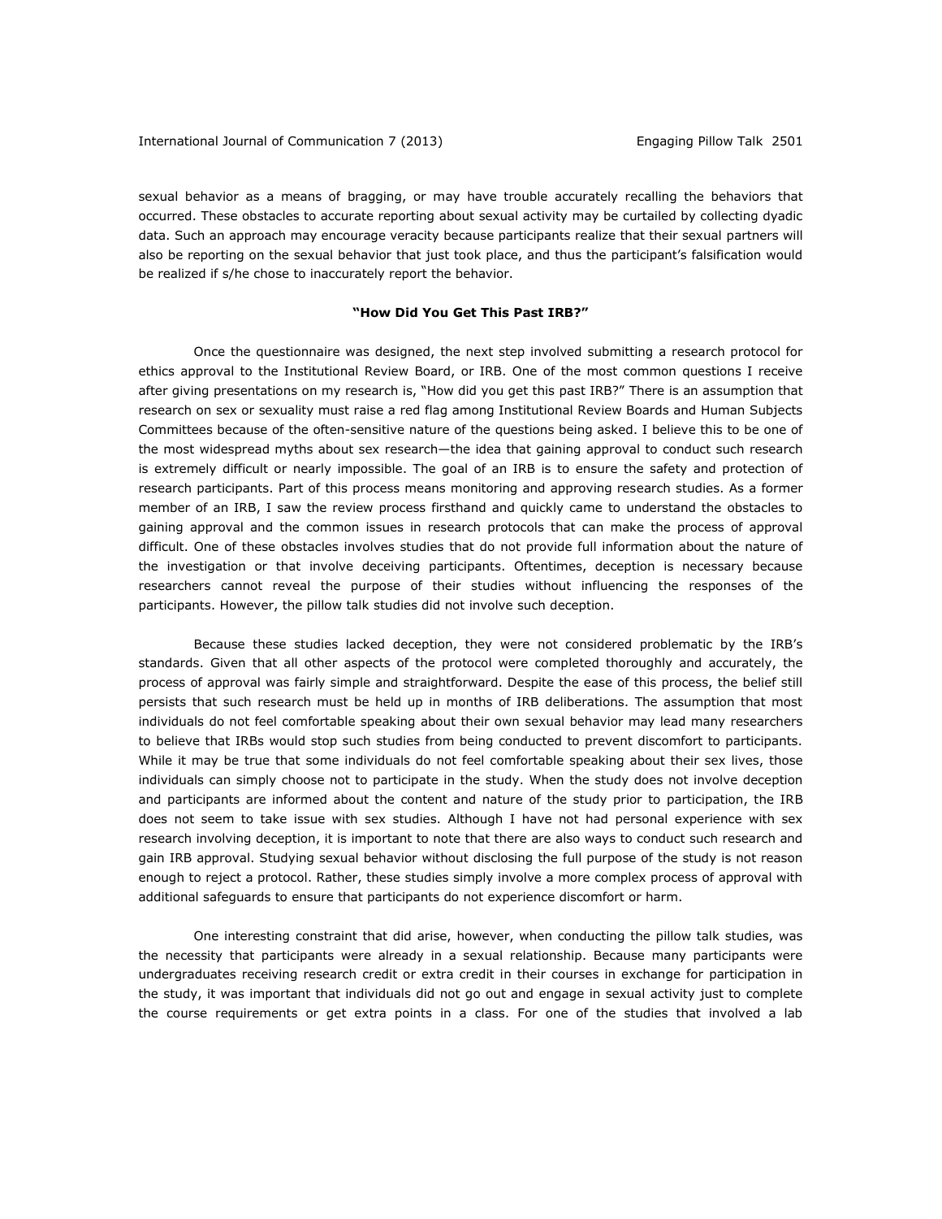sexual behavior as a means of bragging, or may have trouble accurately recalling the behaviors that occurred. These obstacles to accurate reporting about sexual activity may be curtailed by collecting dyadic data. Such an approach may encourage veracity because participants realize that their sexual partners will also be reporting on the sexual behavior that just took place, and thus the participant's falsification would be realized if s/he chose to inaccurately report the behavior.

## "How Did You Get This Past IRB?"

Once the questionnaire was designed, the next step involved submitting a research protocol for ethics approval to the Institutional Review Board, or IRB. One of the most common questions I receive after giving presentations on my research is, "How did you get this past IRB?" There is an assumption that research on sex or sexuality must raise a red flag among Institutional Review Boards and Human Subjects Committees because of the often-sensitive nature of the questions being asked. I believe this to be one of the most widespread myths about sex research—the idea that gaining approval to conduct such research is extremely difficult or nearly impossible. The goal of an IRB is to ensure the safety and protection of research participants. Part of this process means monitoring and approving research studies. As a former member of an IRB, I saw the review process firsthand and quickly came to understand the obstacles to gaining approval and the common issues in research protocols that can make the process of approval difficult. One of these obstacles involves studies that do not provide full information about the nature of the investigation or that involve deceiving participants. Oftentimes, deception is necessary because researchers cannot reveal the purpose of their studies without influencing the responses of the participants. However, the pillow talk studies did not involve such deception.

Because these studies lacked deception, they were not considered problematic by the IRB's standards. Given that all other aspects of the protocol were completed thoroughly and accurately, the process of approval was fairly simple and straightforward. Despite the ease of this process, the belief still persists that such research must be held up in months of IRB deliberations. The assumption that most individuals do not feel comfortable speaking about their own sexual behavior may lead many researchers to believe that IRBs would stop such studies from being conducted to prevent discomfort to participants. While it may be true that some individuals do not feel comfortable speaking about their sex lives, those individuals can simply choose not to participate in the study. When the study does not involve deception and participants are informed about the content and nature of the study prior to participation, the IRB does not seem to take issue with sex studies. Although I have not had personal experience with sex research involving deception, it is important to note that there are also ways to conduct such research and gain IRB approval. Studying sexual behavior without disclosing the full purpose of the study is not reason enough to reject a protocol. Rather, these studies simply involve a more complex process of approval with additional safeguards to ensure that participants do not experience discomfort or harm.

One interesting constraint that did arise, however, when conducting the pillow talk studies, was the necessity that participants were already in a sexual relationship. Because many participants were undergraduates receiving research credit or extra credit in their courses in exchange for participation in the study, it was important that individuals did not go out and engage in sexual activity just to complete the course requirements or get extra points in a class. For one of the studies that involved a lab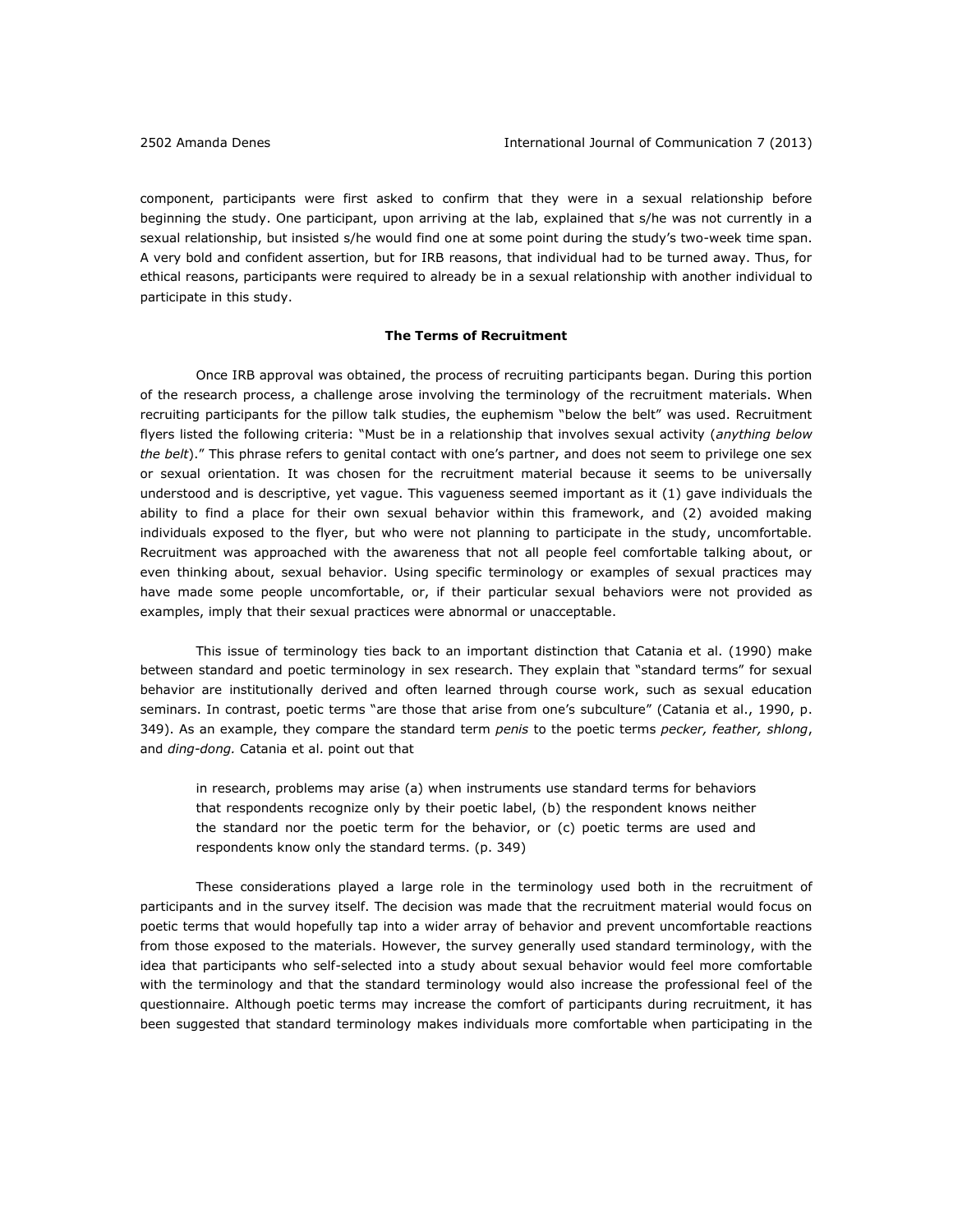component, participants were first asked to confirm that they were in a sexual relationship before beginning the study. One participant, upon arriving at the lab, explained that s/he was not currently in a sexual relationship, but insisted s/he would find one at some point during the study's two-week time span. A very bold and confident assertion, but for IRB reasons, that individual had to be turned away. Thus, for ethical reasons, participants were required to already be in a sexual relationship with another individual to participate in this study.

## The Terms of Recruitment

Once IRB approval was obtained, the process of recruiting participants began. During this portion of the research process, a challenge arose involving the terminology of the recruitment materials. When recruiting participants for the pillow talk studies, the euphemism "below the belt" was used. Recruitment flyers listed the following criteria: "Must be in a relationship that involves sexual activity (*anything below the belt*)." This phrase refers to genital contact with one's partner, and does not seem to privilege one sex or sexual orientation. It was chosen for the recruitment material because it seems to be universally understood and is descriptive, yet vague. This vagueness seemed important as it (1) gave individuals the ability to find a place for their own sexual behavior within this framework, and (2) avoided making individuals exposed to the flyer, but who were not planning to participate in the study, uncomfortable. Recruitment was approached with the awareness that not all people feel comfortable talking about, or even thinking about, sexual behavior. Using specific terminology or examples of sexual practices may have made some people uncomfortable, or, if their particular sexual behaviors were not provided as examples, imply that their sexual practices were abnormal or unacceptable.

This issue of terminology ties back to an important distinction that Catania et al. (1990) make between standard and poetic terminology in sex research. They explain that "standard terms" for sexual behavior are institutionally derived and often learned through course work, such as sexual education seminars. In contrast, poetic terms "are those that arise from one's subculture" (Catania et al., 1990, p. 349). As an example, they compare the standard term *penis* to the poetic terms *pecker, feather, shlong*, and *ding-dong.* Catania et al. point out that

> in research, problems may arise (a) when instruments use standard terms for behaviors that respondents recognize only by their poetic label, (b) the respondent knows neither the standard nor the poetic term for the behavior, or (c) poetic terms are used and respondents know only the standard terms. (p. 349)

These considerations played a large role in the terminology used both in the recruitment of participants and in the survey itself. The decision was made that the recruitment material would focus on poetic terms that would hopefully tap into a wider array of behavior and prevent uncomfortable reactions from those exposed to the materials. However, the survey generally used standard terminology, with the idea that participants who self-selected into a study about sexual behavior would feel more comfortable with the terminology and that the standard terminology would also increase the professional feel of the questionnaire. Although poetic terms may increase the comfort of participants during recruitment, it has been suggested that standard terminology makes individuals more comfortable when participating in the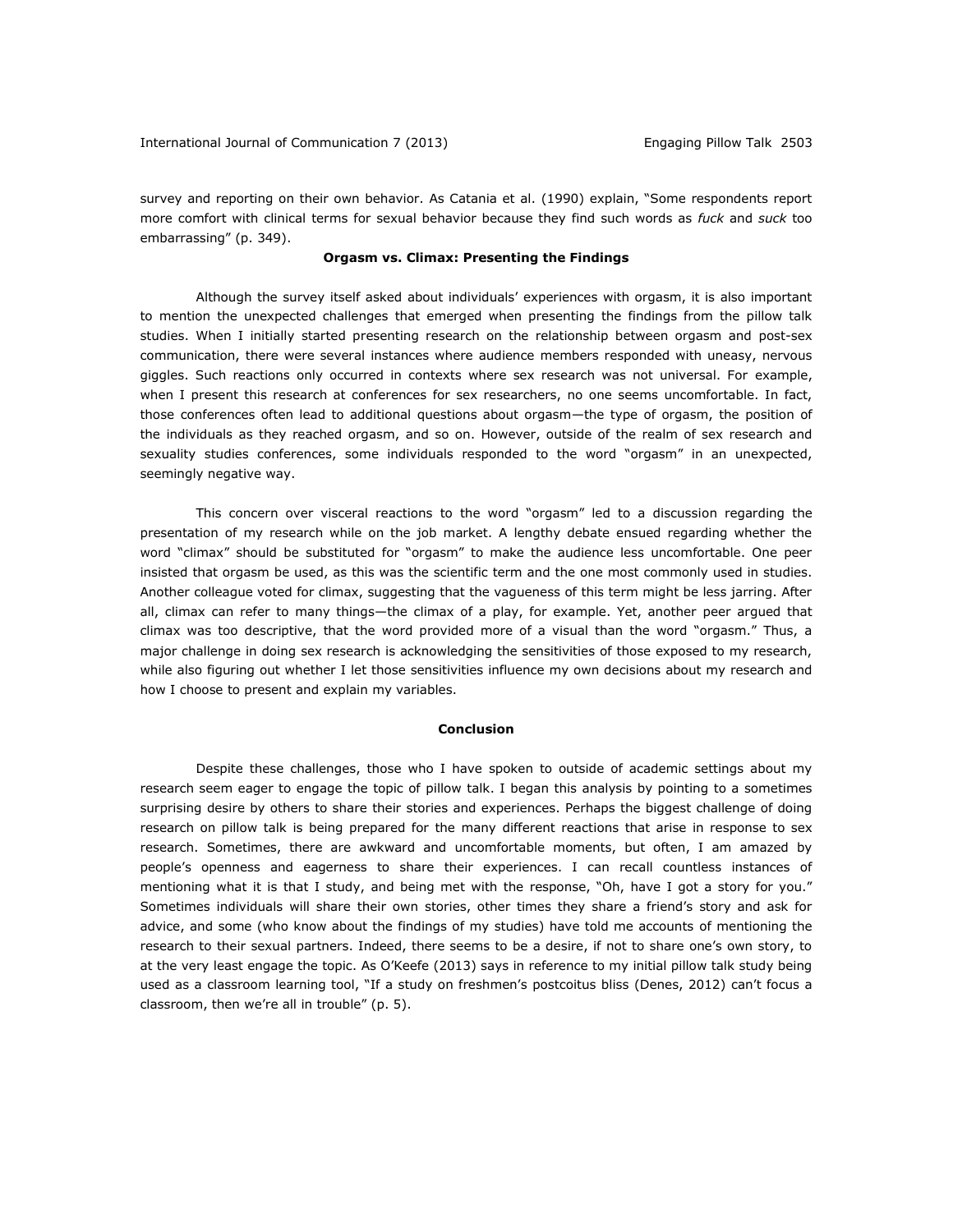survey and reporting on their own behavior. As Catania et al. (1990) explain, "Some respondents report more comfort with clinical terms for sexual behavior because they find such words as *fuck* and *suck* too embarrassing" (p. 349).

### Orgasm vs. Climax: Presenting the Findings

Although the survey itself asked about individuals' experiences with orgasm, it is also important to mention the unexpected challenges that emerged when presenting the findings from the pillow talk studies. When I initially started presenting research on the relationship between orgasm and post-sex communication, there were several instances where audience members responded with uneasy, nervous giggles. Such reactions only occurred in contexts where sex research was not universal. For example, when I present this research at conferences for sex researchers, no one seems uncomfortable. In fact, those conferences often lead to additional questions about orgasm—the type of orgasm, the position of the individuals as they reached orgasm, and so on. However, outside of the realm of sex research and sexuality studies conferences, some individuals responded to the word "orgasm" in an unexpected, seemingly negative way.

This concern over visceral reactions to the word "orgasm" led to a discussion regarding the presentation of my research while on the job market. A lengthy debate ensued regarding whether the word "climax" should be substituted for "orgasm" to make the audience less uncomfortable. One peer insisted that orgasm be used, as this was the scientific term and the one most commonly used in studies. Another colleague voted for climax, suggesting that the vagueness of this term might be less jarring. After all, climax can refer to many things—the climax of a play, for example. Yet, another peer argued that climax was too descriptive, that the word provided more of a visual than the word "orgasm." Thus, a major challenge in doing sex research is acknowledging the sensitivities of those exposed to my research, while also figuring out whether I let those sensitivities influence my own decisions about my research and how I choose to present and explain my variables.

### Conclusion

Despite these challenges, those who I have spoken to outside of academic settings about my research seem eager to engage the topic of pillow talk. I began this analysis by pointing to a sometimes surprising desire by others to share their stories and experiences. Perhaps the biggest challenge of doing research on pillow talk is being prepared for the many different reactions that arise in response to sex research. Sometimes, there are awkward and uncomfortable moments, but often, I am amazed by people's openness and eagerness to share their experiences. I can recall countless instances of mentioning what it is that I study, and being met with the response, "Oh, have I got a story for you." Sometimes individuals will share their own stories, other times they share a friend's story and ask for advice, and some (who know about the findings of my studies) have told me accounts of mentioning the research to their sexual partners. Indeed, there seems to be a desire, if not to share one's own story, to at the very least engage the topic. As O'Keefe (2013) says in reference to my initial pillow talk study being used as a classroom learning tool, "If a study on freshmen's postcoitus bliss (Denes, 2012) can't focus a classroom, then we're all in trouble" (p. 5).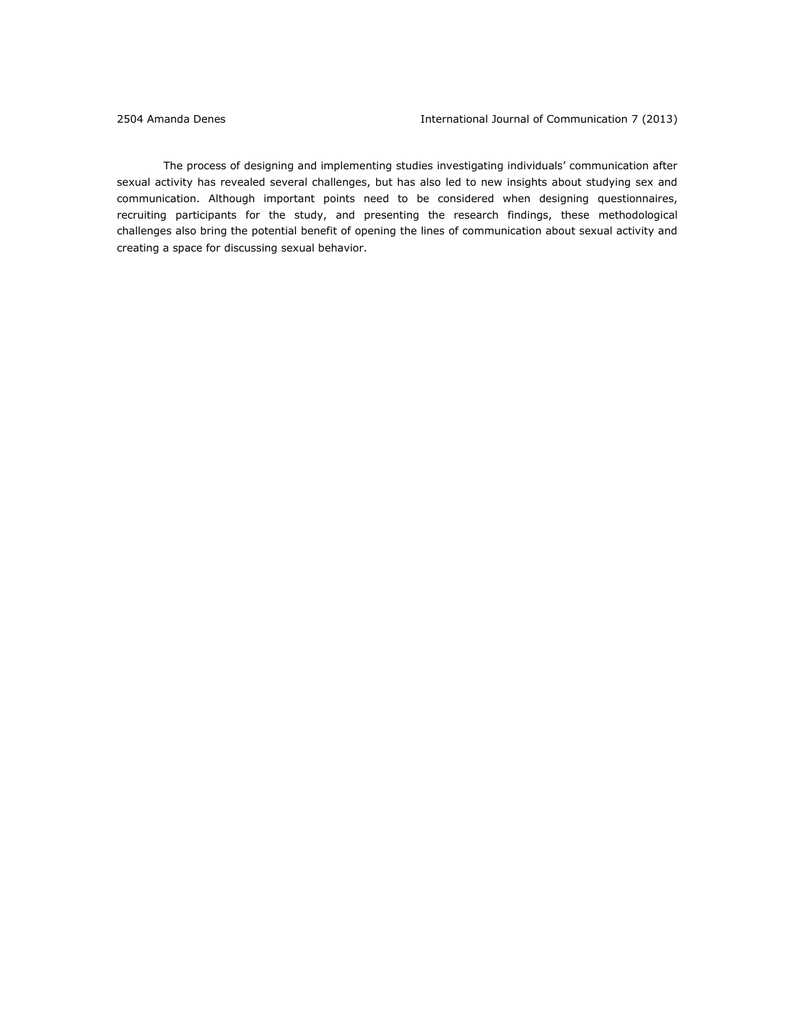The process of designing and implementing studies investigating individuals' communication after sexual activity has revealed several challenges, but has also led to new insights about studying sex and communication. Although important points need to be considered when designing questionnaires, recruiting participants for the study, and presenting the research findings, these methodological challenges also bring the potential benefit of opening the lines of communication about sexual activity and creating a space for discussing sexual behavior.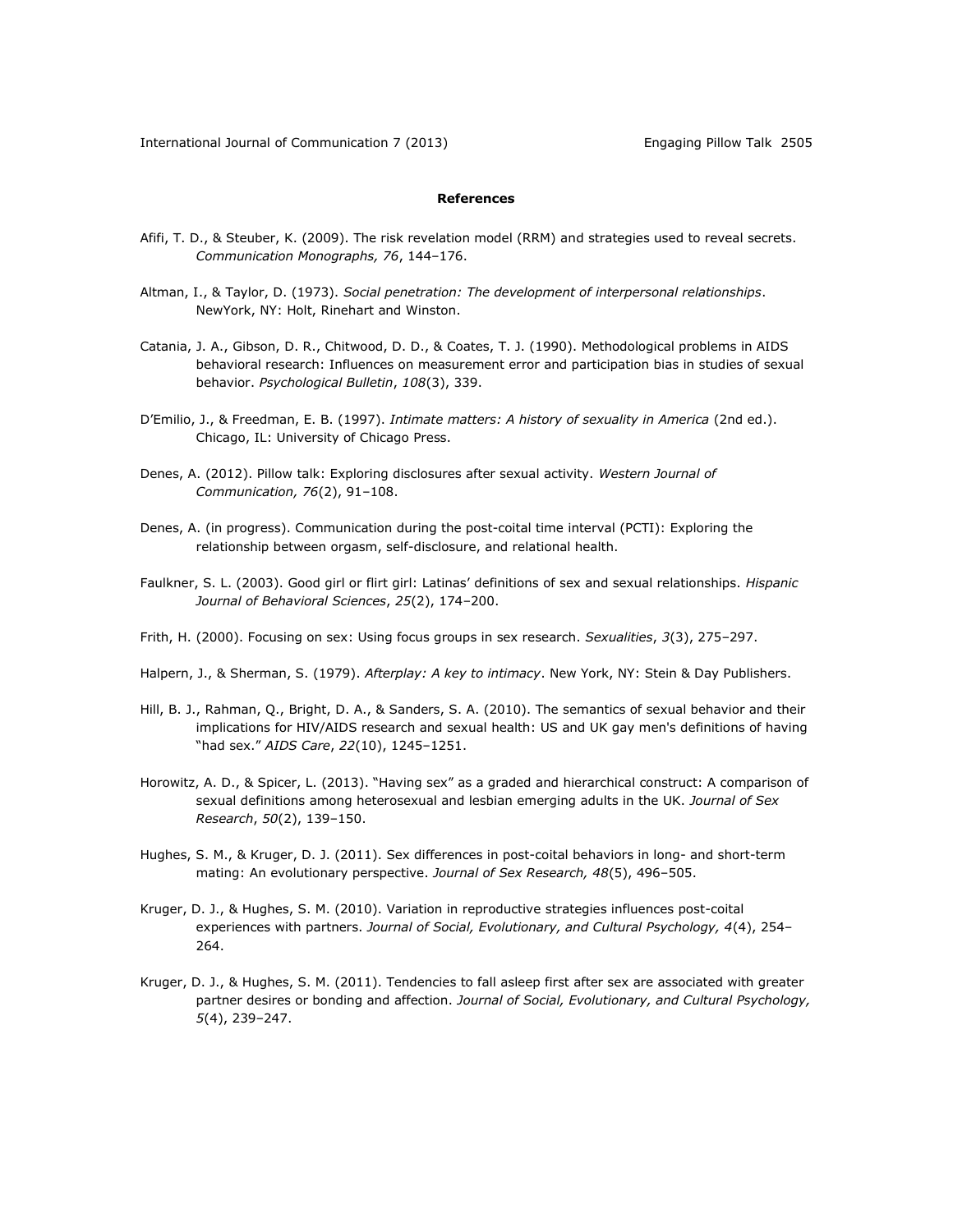## References

Afifi, T. D., & Steuber, K. (2009). The risk revelation model (RRM) and strategies used to reveal secrets. *Communication Monographs, 76*, 144–176.

Altman, I., & Taylor, D. (1973). *Social penetration: The development of interpersonal relationships*. NewYork, NY: Holt, Rinehart and Winston.

Catania, J. A., Gibson, D. R., Chitwood, D. D., & Coates, T. J. (1990). Methodological problems in AIDS behavioral research: Influences on measurement error and participation bias in studies of sexual behavior. *Psychological Bulletin*, *108*(3), 339.

D'Emilio, J., & Freedman, E. B. (1997). *Intimate matters: A history of sexuality in America* (2nd ed.). Chicago, IL: University of Chicago Press.

Denes, A. (2012). Pillow talk: Exploring disclosures after sexual activity. *Western Journal of Communication, 76*(2), 91–108.

Denes, A. (in progress). Communication during the post-coital time interval (PCTI): Exploring the relationship between orgasm, self-disclosure, and relational health.

Faulkner, S. L. (2003). Good girl or flirt girl: Latinas' definitions of sex and sexual relationships. *Hispanic Journal of Behavioral Sciences*, *25*(2), 174–200.

Frith, H. (2000). Focusing on sex: Using focus groups in sex research. *Sexualities*, *3*(3), 275–297.

Halpern, J., & Sherman, S. (1979). *Afterplay: A key to intimacy*. New York, NY: Stein & Day Publishers.

Hill, B. J., Rahman, Q., Bright, D. A., & Sanders, S. A. (2010). The semantics of sexual behavior and their implications for HIV/AIDS research and sexual health: US and UK gay men's definitions of having "had sex." *AIDS Care*, *22*(10), 1245–1251.

Horowitz, A. D., & Spicer, L. (2013). "Having sex" as a graded and hierarchical construct: A comparison of sexual definitions among heterosexual and lesbian emerging adults in the UK. *Journal of Sex Research*, *50*(2), 139–150.

Hughes, S. M., & Kruger, D. J. (2011). Sex differences in post-coital behaviors in long- and short-term mating: An evolutionary perspective. *Journal of Sex Research, 48*(5), 496–505.

Kruger, D. J., & Hughes, S. M. (2010). Variation in reproductive strategies influences post-coital experiences with partners. *Journal of Social, Evolutionary, and Cultural Psychology, 4*(4), 254–264.

Kruger, D. J., & Hughes, S. M. (2011). Tendencies to fall asleep first after sex are associated with greater partner desires or bonding and affection. *Journal of Social, Evolutionary, and Cultural Psychology, 5*(4), 239–247.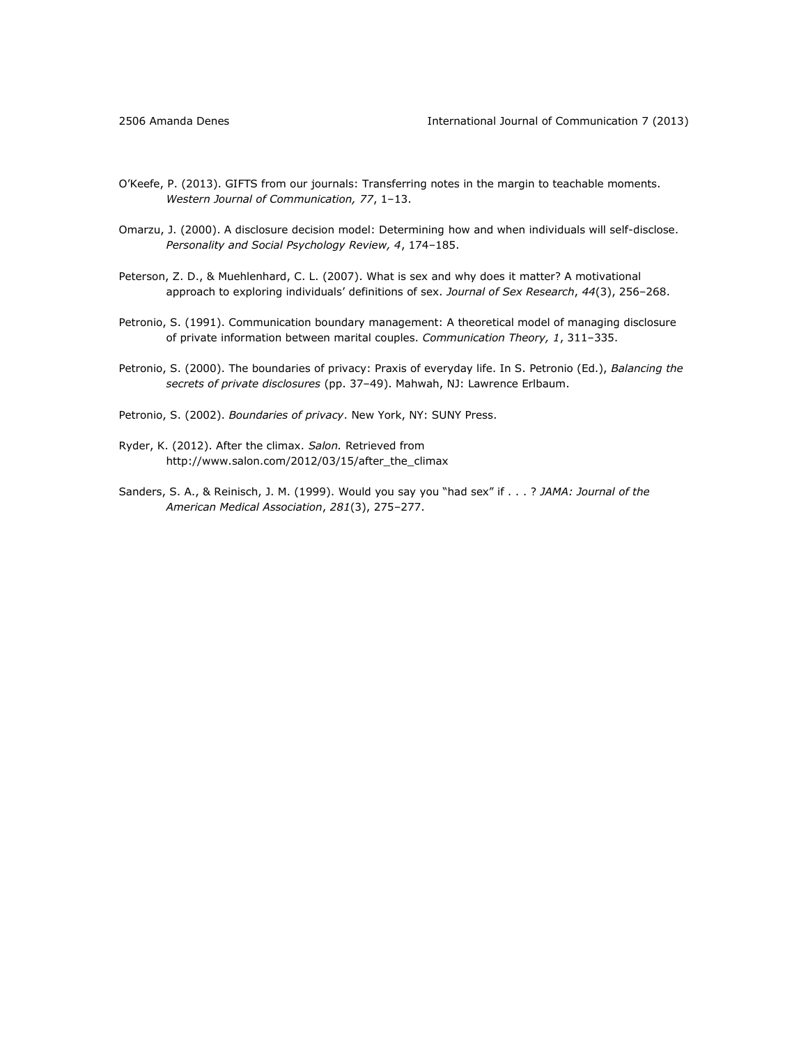O'Keefe, P. (2013). GIFTS from our journals: Transferring notes in the margin to teachable moments. *Western Journal of Communication, 77*, 1–13.

Omarzu, J. (2000). A disclosure decision model: Determining how and when individuals will self-disclose. *Personality and Social Psychology Review, 4*, 174–185.

Peterson, Z. D., & Muehlenhard, C. L. (2007). What is sex and why does it matter? A motivational approach to exploring individuals' definitions of sex. *Journal of Sex Research*, *44*(3), 256–268.

Petronio, S. (1991). Communication boundary management: A theoretical model of managing disclosure of private information between marital couples. *Communication Theory, 1*, 311–335.

Petronio, S. (2000). The boundaries of privacy: Praxis of everyday life. In S. Petronio (Ed.), *Balancing the secrets of private disclosures* (pp. 37–49). Mahwah, NJ: Lawrence Erlbaum.

Petronio, S. (2002). *Boundaries of privacy*. New York, NY: SUNY Press.

Ryder, K. (2012). After the climax. *Salon.* Retrieved from http://www.salon.com/2012/03/15/after_the_climax

Sanders, S. A., & Reinisch, J. M. (1999). Would you say you "had sex" if . . . ? *JAMA: Journal of the American Medical Association*, *281*(3), 275–277.